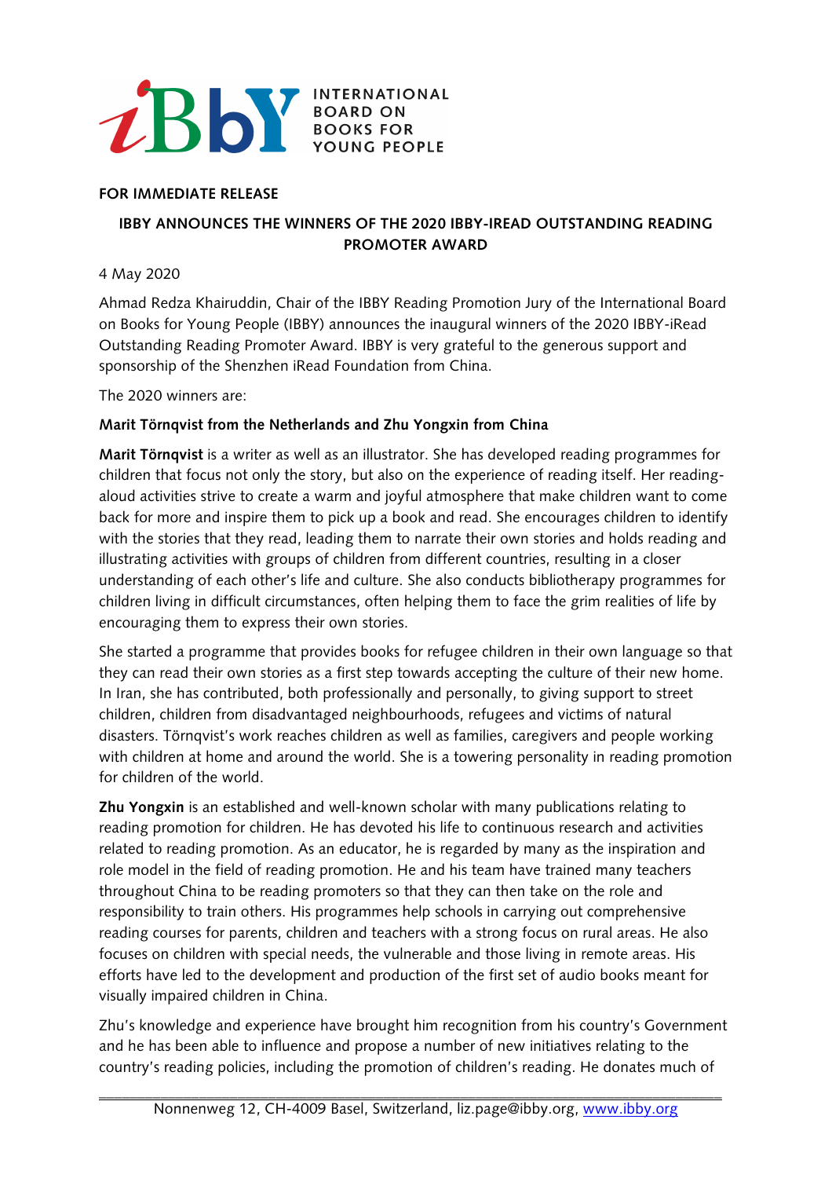iBbY INTERNATIONAL BOARD ON BOOKS FOR YOUNG PEOPLE

**FOR IMMEDIATE RELEASE**

## IBBY ANNOUNCES THE WINNERS OF THE 2020 IBBY-IREAD OUTSTANDING READING PROMOTER AWARD

4 May 2020

Ahmad Redza Khairuddin, Chair of the IBBY Reading Promotion Jury of the International Board on Books for Young People (IBBY) announces the inaugural winners of the 2020 IBBY-iRead Outstanding Reading Promoter Award. IBBY is very grateful to the generous support and sponsorship of the Shenzhen iRead Foundation from China.

The 2020 winners are:

**Marit Törnqvist from the Netherlands and Zhu Yongxin from China**

**Marit Törnqvist** is a writer as well as an illustrator. She has developed reading programmes for children that focus not only the story, but also on the experience of reading itself. Her reading-aloud activities strive to create a warm and joyful atmosphere that make children want to come back for more and inspire them to pick up a book and read. She encourages children to identify with the stories that they read, leading them to narrate their own stories and holds reading and illustrating activities with groups of children from different countries, resulting in a closer understanding of each other's life and culture. She also conducts bibliotherapy programmes for children living in difficult circumstances, often helping them to face the grim realities of life by encouraging them to express their own stories.

She started a programme that provides books for refugee children in their own language so that they can read their own stories as a first step towards accepting the culture of their new home. In Iran, she has contributed, both professionally and personally, to giving support to street children, children from disadvantaged neighbourhoods, refugees and victims of natural disasters. Törnqvist's work reaches children as well as families, caregivers and people working with children at home and around the world. She is a towering personality in reading promotion for children of the world.

**Zhu Yongxin** is an established and well-known scholar with many publications relating to reading promotion for children. He has devoted his life to continuous research and activities related to reading promotion. As an educator, he is regarded by many as the inspiration and role model in the field of reading promotion. He and his team have trained many teachers throughout China to be reading promoters so that they can then take on the role and responsibility to train others. His programmes help schools in carrying out comprehensive reading courses for parents, children and teachers with a strong focus on rural areas. He also focuses on children with special needs, the vulnerable and those living in remote areas. His efforts have led to the development and production of the first set of audio books meant for visually impaired children in China.

Zhu's knowledge and experience have brought him recognition from his country's Government and he has been able to influence and propose a number of new initiatives relating to the country's reading policies, including the promotion of children's reading. He donates much of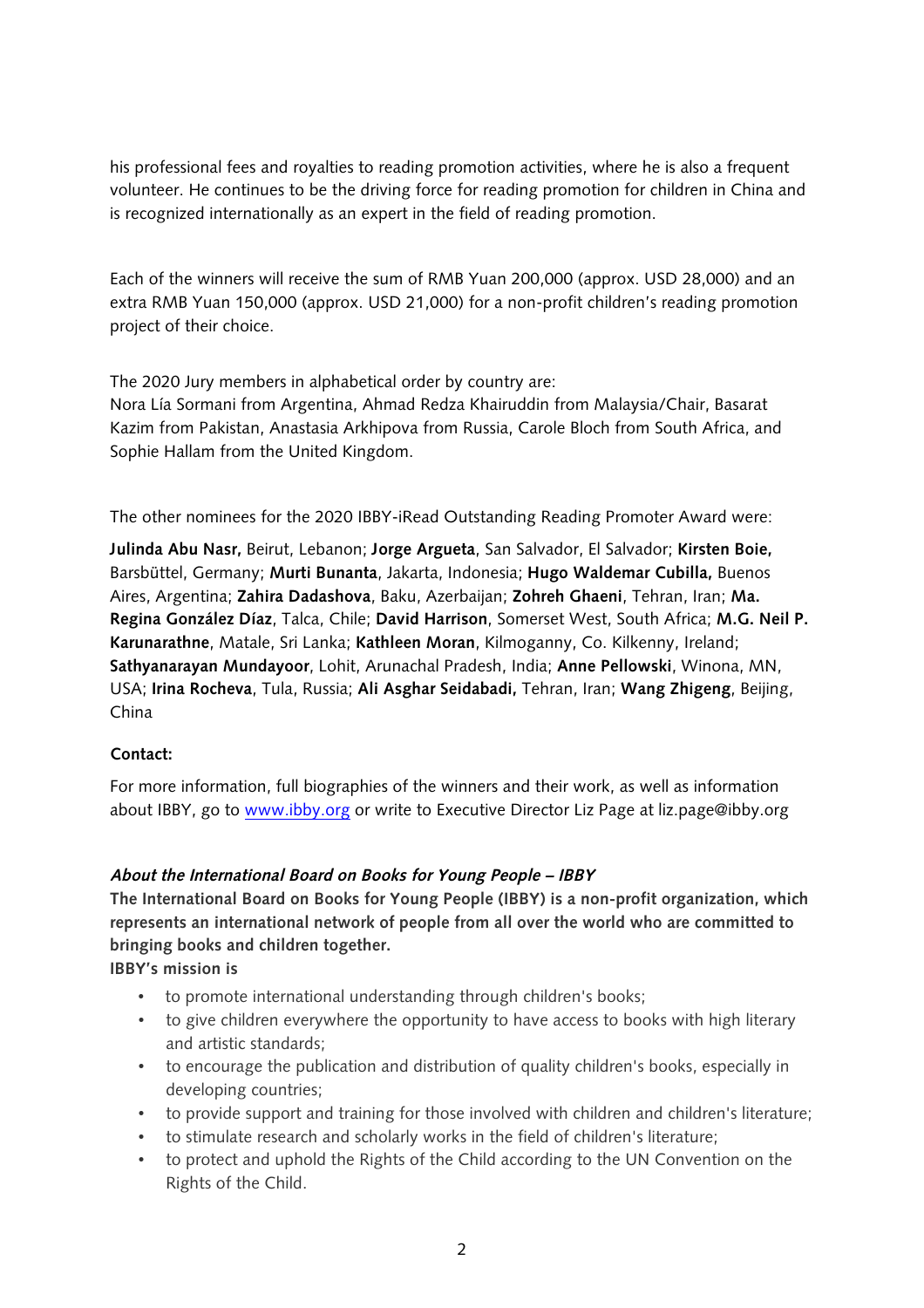his professional fees and royalties to reading promotion activities, where he is also a frequent volunteer. He continues to be the driving force for reading promotion for children in China and is recognized internationally as an expert in the field of reading promotion.

Each of the winners will receive the sum of RMB Yuan 200,000 (approx. USD 28,000) and an extra RMB Yuan 150,000 (approx. USD 21,000) for a non-profit children's reading promotion project of their choice.

The 2020 Jury members in alphabetical order by country are:
Nora Lía Sormani from Argentina, Ahmad Redza Khairuddin from Malaysia/Chair, Basarat Kazim from Pakistan, Anastasia Arkhipova from Russia, Carole Bloch from South Africa, and Sophie Hallam from the United Kingdom.

The other nominees for the 2020 IBBY-iRead Outstanding Reading Promoter Award were:

**Julinda Abu Nasr,** Beirut, Lebanon; **Jorge Argueta**, San Salvador, El Salvador; **Kirsten Boie,** Barsbüttel, Germany; **Murti Bunanta**, Jakarta, Indonesia; **Hugo Waldemar Cubilla,** Buenos Aires, Argentina; **Zahira Dadashova**, Baku, Azerbaijan; **Zohreh Ghaeni**, Tehran, Iran; **Ma. Regina González Díaz**, Talca, Chile; **David Harrison**, Somerset West, South Africa; **M.G. Neil P. Karunarathne**, Matale, Sri Lanka; **Kathleen Moran**, Kilmoganny, Co. Kilkenny, Ireland; **Sathyanarayan Mundayoor**, Lohit, Arunachal Pradesh, India; **Anne Pellowski**, Winona, MN, USA; **Irina Rocheva**, Tula, Russia; **Ali Asghar Seidabadi,** Tehran, Iran; **Wang Zhigeng**, Beijing, China

**Contact:**

For more information, full biographies of the winners and their work, as well as information about IBBY, go to www.ibby.org or write to Executive Director Liz Page at liz.page@ibby.org

***About the International Board on Books for Young People – IBBY***

**The International Board on Books for Young People (IBBY) is a non-profit organization, which represents an international network of people from all over the world who are committed to bringing books and children together.**

**IBBY's mission is**

- to promote international understanding through children's books;
- to give children everywhere the opportunity to have access to books with high literary and artistic standards;
- to encourage the publication and distribution of quality children's books, especially in developing countries;
- to provide support and training for those involved with children and children's literature;
- to stimulate research and scholarly works in the field of children's literature;
- to protect and uphold the Rights of the Child according to the UN Convention on the Rights of the Child.